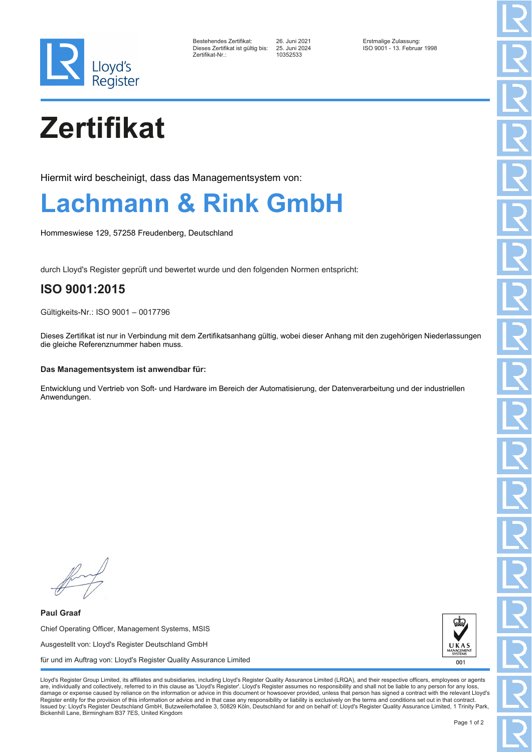Lloyd's Register

| | | |
|---|---|---|
| Bestehendes Zertifikat: | 26. Juni 2021 | Erstmalige Zulassung: |
| Dieses Zertifikat ist gültig bis: | 25. Juni 2024 | ISO 9001 - 13. Februar 1998 |
| Zertifikat-Nr.: | 10352533 | |

# Zertifikat

Hiermit wird bescheinigt, dass das Managementsystem von:

## Lachmann & Rink GmbH

Hommeswiese 129, 57258 Freudenberg, Deutschland

durch Lloyd's Register geprüft und bewertet wurde und den folgenden Normen entspricht:

## ISO 9001:2015

Gültigkeits-Nr.: ISO 9001 – 0017796

Dieses Zertifikat ist nur in Verbindung mit dem Zertifikatsanhang gültig, wobei dieser Anhang mit den zugehörigen Niederlassungen die gleiche Referenznummer haben muss.

**Das Managementsystem ist anwendbar für:**

Entwicklung und Vertrieb von Soft- und Hardware im Bereich der Automatisierung, der Datenverarbeitung und der industriellen Anwendungen.

**Paul Graaf**

Chief Operating Officer, Management Systems, MSIS

Ausgestellt von: Lloyd's Register Deutschland GmbH

für und im Auftrag von: Lloyd's Register Quality Assurance Limited

UKAS MANAGEMENT SYSTEMS 001

Lloyd's Register Group Limited, its affiliates and subsidiaries, including Lloyd's Register Quality Assurance Limited (LRQA), and their respective officers, employees or agents are, individually and collectively, referred to in this clause as 'Lloyd's Register'. Lloyd's Register assumes no responsibility and shall not be liable to any person for any loss, damage or expense caused by reliance on the information or advice in this document or howsoever provided, unless that person has signed a contract with the relevant Lloyd's Register entity for the provision of this information or advice and in that case any responsibility or liability is exclusively on the terms and conditions set out in that contract. Issued by: Lloyd's Register Deutschland GmbH, Butzweilerhofallee 3, 50829 Köln, Deutschland for and on behalf of: Lloyd's Register Quality Assurance Limited, 1 Trinity Park, Bickenhill Lane, Birmingham B37 7ES, United Kingdom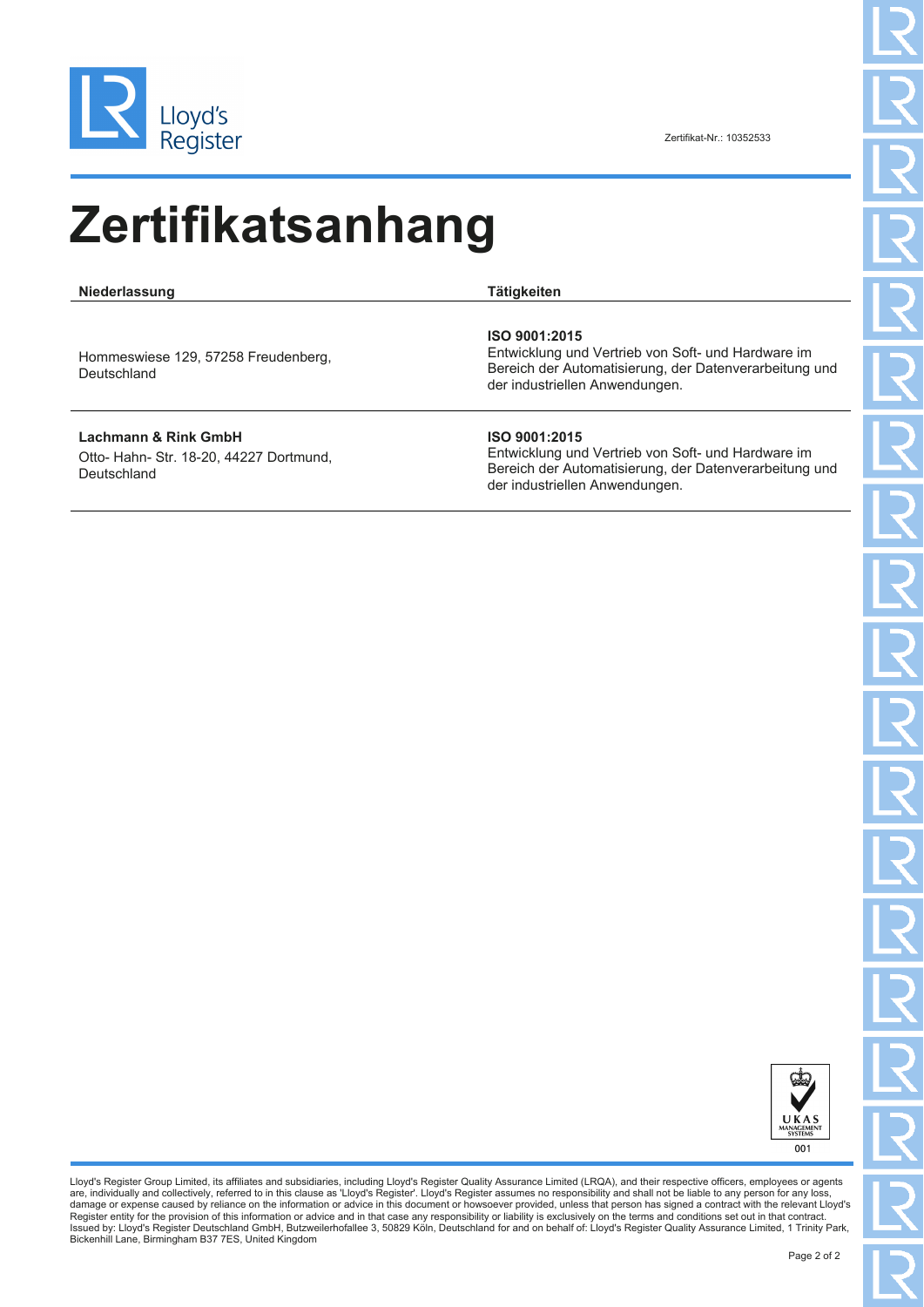Zertifikat-Nr.: 10352533

# Zertifikatsanhang

| Niederlassung | Tätigkeiten |
|---|---|
| Hommeswiese 129, 57258 Freudenberg, Deutschland | **ISO 9001:2015** Entwicklung und Vertrieb von Soft- und Hardware im Bereich der Automatisierung, der Datenverarbeitung und der industriellen Anwendungen. |
| **Lachmann & Rink GmbH** Otto- Hahn- Str. 18-20, 44227 Dortmund, Deutschland | **ISO 9001:2015** Entwicklung und Vertrieb von Soft- und Hardware im Bereich der Automatisierung, der Datenverarbeitung und der industriellen Anwendungen. |

UKAS MANAGEMENT SYSTEMS 001

Lloyd's Register Group Limited, its affiliates and subsidiaries, including Lloyd's Register Quality Assurance Limited (LRQA), and their respective officers, employees or agents are, individually and collectively, referred to in this clause as 'Lloyd's Register'. Lloyd's Register assumes no responsibility and shall not be liable to any person for any loss, damage or expense caused by reliance on the information or advice in this document or howsoever provided, unless that person has signed a contract with the relevant Lloyd's Register entity for the provision of this information or advice and in that case any responsibility or liability is exclusively on the terms and conditions set out in that contract.
Issued by: Lloyd's Register Deutschland GmbH, Butzweilerhofallee 3, 50829 Köln, Deutschland for and on behalf of: Lloyd's Register Quality Assurance Limited, 1 Trinity Park, Bickenhill Lane, Birmingham B37 7ES, United Kingdom